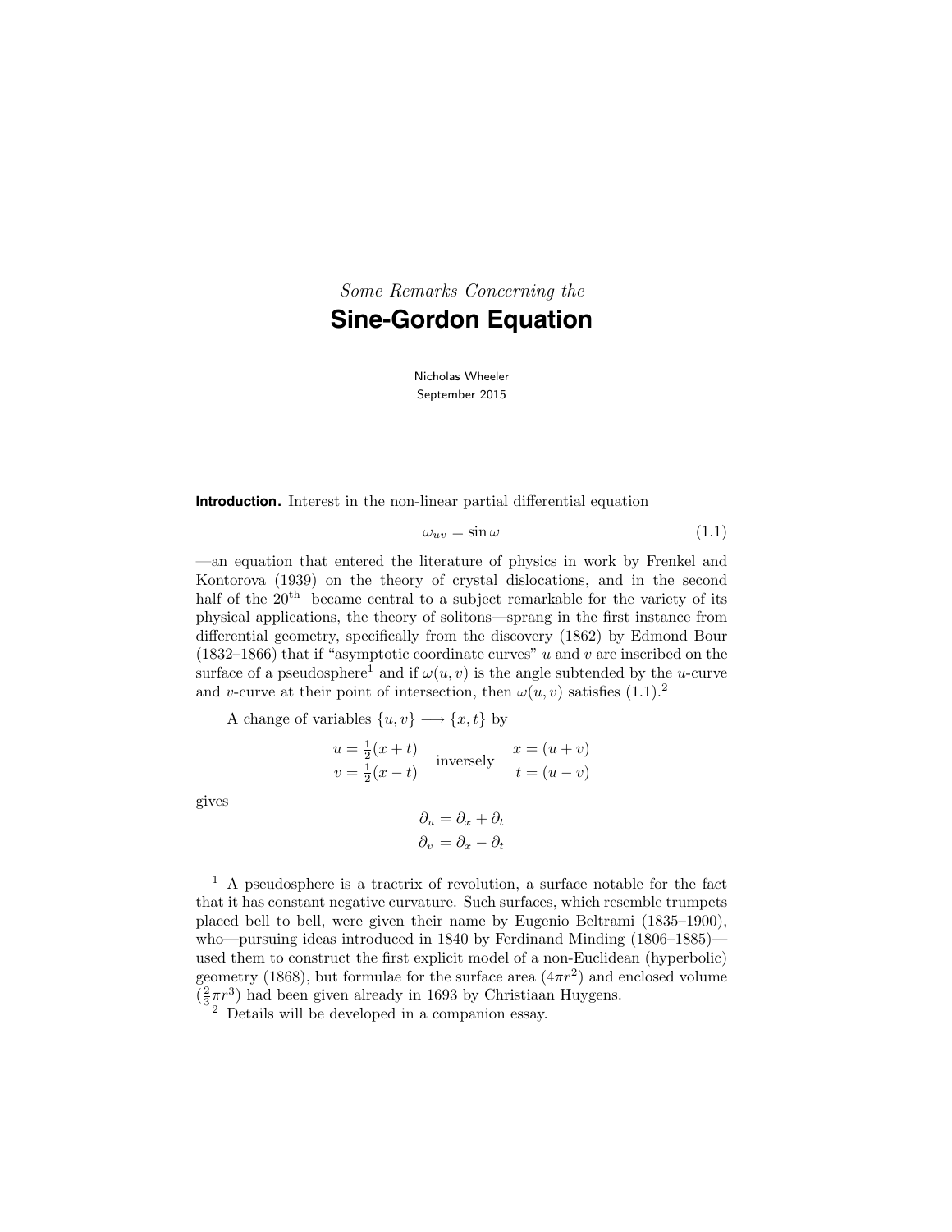*Some Remarks Concerning the*

# Sine-Gordon Equation

Nicholas Wheeler
September 2015

**Introduction.** Interest in the non-linear partial differential equation

$$\omega_{uv} = \sin\omega \tag{1.1}$$

—an equation that entered the literature of physics in work by Frenkel and Kontorova (1939) on the theory of crystal dislocations, and in the second half of the 20th became central to a subject remarkable for the variety of its physical applications, the theory of solitons—sprang in the first instance from differential geometry, specifically from the discovery (1862) by Edmond Bour (1832–1866) that if "asymptotic coordinate curves" $u$ and $v$ are inscribed on the surface of a pseudosphere[1] and if $\omega(u,v)$ is the angle subtended by the $u$-curve and $v$-curve at their point of intersection, then $\omega(u,v)$ satisfies (1.1).[2]

A change of variables $\{u,v\} \longrightarrow \{x,t\}$ by

$$\begin{aligned} u &= \tfrac{1}{2}(x+t) \\ v &= \tfrac{1}{2}(x-t) \end{aligned} \quad \text{inversely} \quad \begin{aligned} x &= (u+v) \\ t &= (u-v) \end{aligned}$$

gives

$$\begin{aligned} \partial_u &= \partial_x + \partial_t \\ \partial_v &= \partial_x - \partial_t \end{aligned}$$

---

[1] A pseudosphere is a tractrix of revolution, a surface notable for the fact that it has constant negative curvature. Such surfaces, which resemble trumpets placed bell to bell, were given their name by Eugenio Beltrami (1835–1900), who—pursuing ideas introduced in 1840 by Ferdinand Minding (1806–1885)—used them to construct the first explicit model of a non-Euclidean (hyperbolic) geometry (1868), but formulae for the surface area ($4\pi r^2$) and enclosed volume ($\frac{2}{3}\pi r^3$) had been given already in 1693 by Christiaan Huygens.

[2] Details will be developed in a companion essay.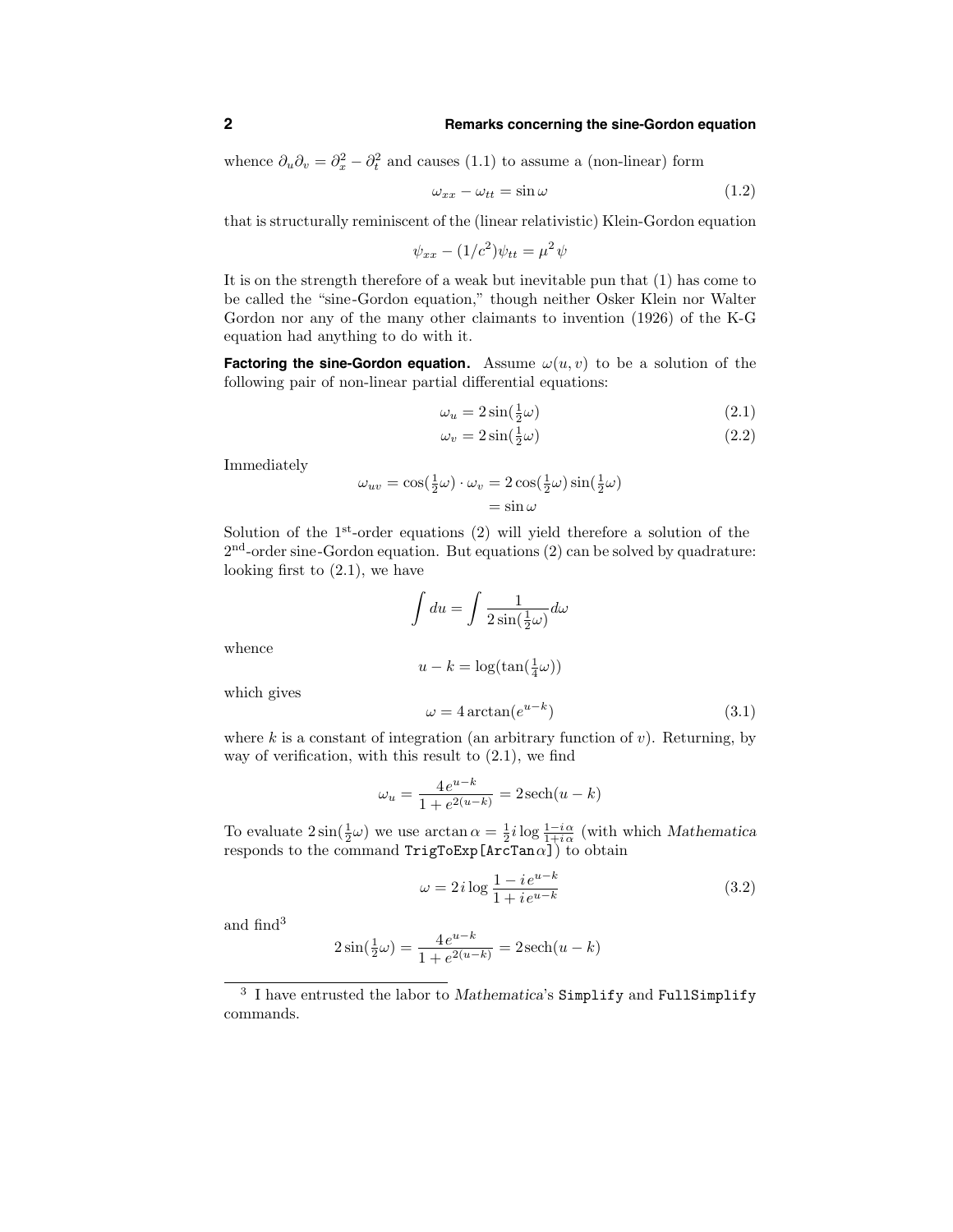whence $\partial_u\partial_v = \partial_x^2 - \partial_t^2$ and causes (1.1) to assume a (non-linear) form

$$\omega_{xx} - \omega_{tt} = \sin\omega \tag{1.2}$$

that is structurally reminiscent of the (linear relativistic) Klein-Gordon equation

$$\psi_{xx} - (1/c^2)\psi_{tt} = \mu^2\,\psi$$

It is on the strength therefore of a weak but inevitable pun that (1) has come to be called the "sine-Gordon equation," though neither Osker Klein nor Walter Gordon nor any of the many other claimants to invention (1926) of the K-G equation had anything to do with it.

**Factoring the sine-Gordon equation.** Assume $\omega(u, v)$ to be a solution of the following pair of non-linear partial differential equations:

$$\omega_u = 2\sin(\tfrac{1}{2}\omega) \tag{2.1}$$

$$\omega_v = 2\sin(\tfrac{1}{2}\omega) \tag{2.2}$$

Immediately

$$\begin{aligned}\omega_{uv} = \cos(\tfrac{1}{2}\omega)\cdot\omega_v &= 2\cos(\tfrac{1}{2}\omega)\sin(\tfrac{1}{2}\omega)\\ &= \sin\omega\end{aligned}$$

Solution of the 1[st]-order equations (2) will yield therefore a solution of the 2[nd]-order sine-Gordon equation. But equations (2) can be solved by quadrature: looking first to (2.1), we have

$$\int du = \int \frac{1}{2\sin(\frac{1}{2}\omega)}d\omega$$

whence

$$u - k = \log(\tan(\tfrac{1}{4}\omega))$$

which gives

$$\omega = 4\arctan(e^{u-k}) \tag{3.1}$$

where $k$ is a constant of integration (an arbitrary function of $v$). Returning, by way of verification, with this result to (2.1), we find

$$\omega_u = \frac{4\,e^{u-k}}{1 + e^{2(u-k)}} = 2\,\text{sech}(u-k)$$

To evaluate $2\sin(\frac{1}{2}\omega)$ we use $\arctan\alpha = \frac{1}{2}i\log\frac{1-i\alpha}{1+i\alpha}$ (with which *Mathematica* responds to the command `TrigToExp[ArcTan`$\alpha$`]`) to obtain

$$\omega = 2\,i\log\frac{1 - i\,e^{u-k}}{1 + i\,e^{u-k}} \tag{3.2}$$

and find[3]

$$2\sin(\tfrac{1}{2}\omega) = \frac{4\,e^{u-k}}{1 + e^{2(u-k)}} = 2\,\text{sech}(u-k)$$

---

[3] I have entrusted the labor to *Mathematica*'s `Simplify` and `FullSimplify` commands.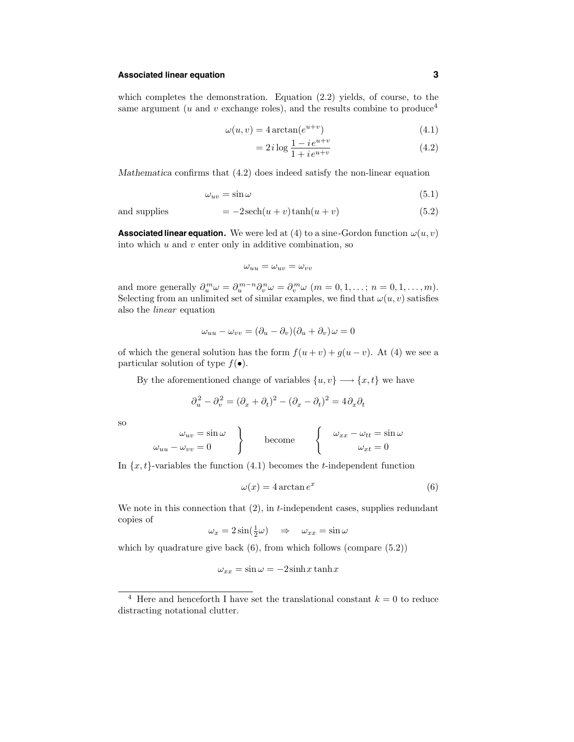which completes the demonstration. Equation (2.2) yields, of course, to the same argument ($u$ and $v$ exchange roles), and the results combine to produce[4]

$$\omega(u,v) = 4\arctan(e^{u+v}) \tag{4.1}$$

$$= 2i\log\frac{1-i\,e^{u+v}}{1+i\,e^{u+v}} \tag{4.2}$$

*Mathematica* confirms that (4.2) does indeed satisfy the non-linear equation

$$\omega_{uv} = \sin\omega \tag{5.1}$$

and supplies

$$= -2\,\text{sech}(u+v)\tanh(u+v) \tag{5.2}$$

**Associated linear equation.** We were led at (4) to a sine-Gordon function $\omega(u,v)$ into which $u$ and $v$ enter only in additive combination, so

$$\omega_{uu} = \omega_{uv} = \omega_{vv}$$

and more generally $\partial_u^m\omega = \partial_u^{m-n}\partial_v^n\omega = \partial_v^m\omega$ $(m = 0,1,\ldots;\ n = 0,1,\ldots,m)$. Selecting from an unlimited set of similar examples, we find that $\omega(u,v)$ satisfies also the *linear* equation

$$\omega_{uu} - \omega_{vv} = (\partial_u - \partial_v)(\partial_u + \partial_v)\omega = 0$$

of which the general solution has the form $f(u+v) + g(u-v)$. At (4) we see a particular solution of type $f(\bullet)$.

By the aforementioned change of variables $\{u,v\} \longrightarrow \{x,t\}$ we have

$$\partial_u^2 - \partial_v^2 = (\partial_x + \partial_t)^2 - (\partial_x - \partial_t)^2 = 4\,\partial_x\partial_t$$

so

$$\left.\begin{aligned}\omega_{uv} &= \sin\omega\\ \omega_{uu} - \omega_{vv} &= 0\end{aligned}\right\}\quad\text{become}\quad\left\{\begin{aligned}\omega_{xx} - \omega_{tt} &= \sin\omega\\ \omega_{xt} &= 0\end{aligned}\right.$$

In $\{x,t\}$-variables the function (4.1) becomes the $t$-independent function

$$\omega(x) = 4\arctan e^x \tag{6}$$

We note in this connection that (2), in $t$-independent cases, supplies redundant copies of

$$\omega_x = 2\sin(\tfrac{1}{2}\omega) \quad\Rightarrow\quad \omega_{xx} = \sin\omega$$

which by quadrature give back (6), from which follows (compare (5.2))

$$\omega_{xx} = \sin\omega = -2\sinh x\tanh x$$

---

[4] Here and henceforth I have set the translational constant $k = 0$ to reduce distracting notational clutter.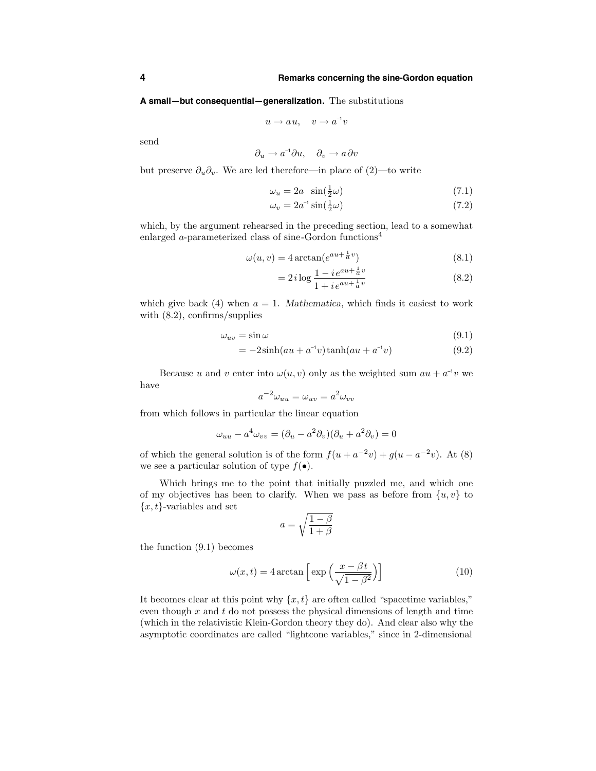**A small—but consequential—generalization.** The substitutions

$$u \to a\,u, \quad v \to a^{-1}v$$

send

$$\partial_u \to a^{-1}\partial u, \quad \partial_v \to a\,\partial v$$

but preserve $\partial_u\partial_v$. We are led therefore—in place of (2)—to write

$$\omega_u = 2a \;\; \sin(\tfrac{1}{2}\omega) \tag{7.1}$$

$$\omega_v = 2a^{-1}\sin(\tfrac{1}{2}\omega) \tag{7.2}$$

which, by the argument rehearsed in the preceding section, lead to a somewhat enlarged $a$-parameterized class of sine-Gordon functions[4]

$$\omega(u,v) = 4\arctan(e^{au+\frac{1}{a}v}) \tag{8.1}$$

$$= 2\,i\log\frac{1-i\,e^{au+\frac{1}{a}v}}{1+i\,e^{au+\frac{1}{a}v}} \tag{8.2}$$

which give back (4) when $a = 1$. *Mathematica*, which finds it easiest to work with (8.2), confirms/supplies

$$\omega_{uv} = \sin\omega \tag{9.1}$$

$$= -2\sinh(au + a^{-1}v)\tanh(au + a^{-1}v) \tag{9.2}$$

Because $u$ and $v$ enter into $\omega(u,v)$ only as the weighted sum $au + a^{-1}v$ we have

$$a^{-2}\omega_{uu} = \omega_{uv} = a^2\omega_{vv}$$

from which follows in particular the linear equation

$$\omega_{uu} - a^4\omega_{vv} = (\partial_u - a^2\partial_v)(\partial_u + a^2\partial_v) = 0$$

of which the general solution is of the form $f(u + a^{-2}v) + g(u - a^{-2}v)$. At (8) we see a particular solution of type $f(\bullet)$.

Which brings me to the point that initially puzzled me, and which one of my objectives has been to clarify. When we pass as before from $\{u,v\}$ to $\{x,t\}$-variables and set

$$a = \sqrt{\frac{1-\beta}{1+\beta}}$$

the function (9.1) becomes

$$\omega(x,t) = 4\arctan\Big[\exp\Big(\frac{x-\beta t}{\sqrt{1-\beta^2}}\Big)\Big] \tag{10}$$

It becomes clear at this point why $\{x,t\}$ are often called "spacetime variables," even though $x$ and $t$ do not possess the physical dimensions of length and time (which in the relativistic Klein-Gordon theory they do). And clear also why the asymptotic coordinates are called "lightcone variables," since in 2-dimensional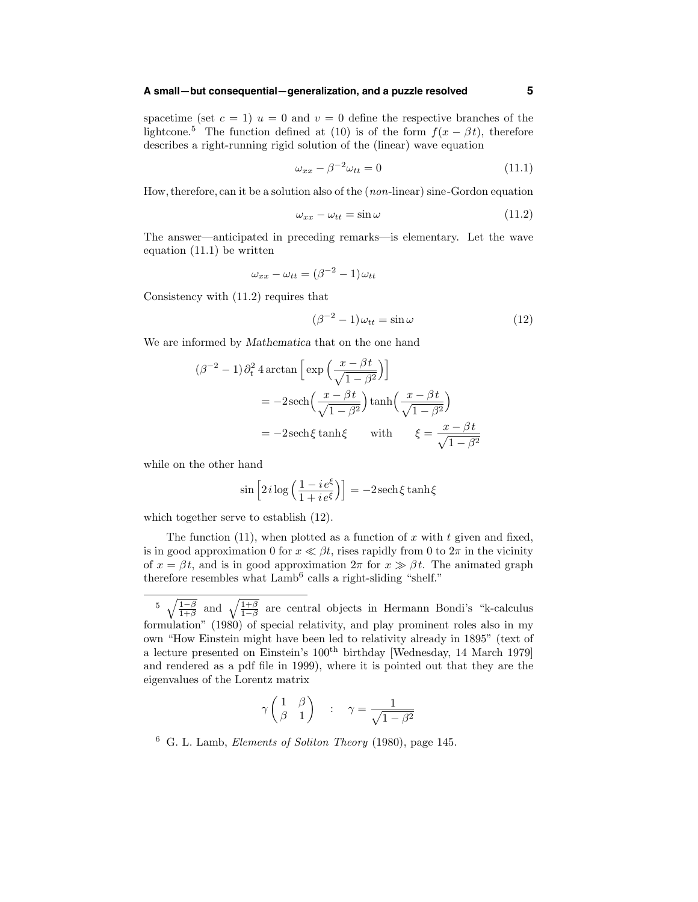spacetime (set $c = 1$) $u = 0$ and $v = 0$ define the respective branches of the lightcone.[5] The function defined at (10) is of the form $f(x - \beta t)$, therefore describes a right-running rigid solution of the (linear) wave equation

$$\omega_{xx} - \beta^{-2}\omega_{tt} = 0 \tag{11.1}$$

How, therefore, can it be a solution also of the (*non*-linear) sine-Gordon equation

$$\omega_{xx} - \omega_{tt} = \sin\omega \tag{11.2}$$

The answer—anticipated in preceding remarks—is elementary. Let the wave equation (11.1) be written

$$\omega_{xx} - \omega_{tt} = (\beta^{-2} - 1)\omega_{tt}$$

Consistency with (11.2) requires that

$$(\beta^{-2} - 1)\omega_{tt} = \sin\omega \tag{12}$$

We are informed by *Mathematica* that on the one hand

$$\begin{aligned}
(\beta^{-2} - 1)\,\partial_t^2\, 4\arctan\Big[\exp\Big(\frac{x-\beta t}{\sqrt{1-\beta^2}}\Big)\Big] \\
&= -2\,\text{sech}\Big(\frac{x-\beta t}{\sqrt{1-\beta^2}}\Big)\tanh\Big(\frac{x-\beta t}{\sqrt{1-\beta^2}}\Big) \\
&= -2\,\text{sech}\,\xi\,\tanh\xi \qquad \text{with} \qquad \xi = \frac{x-\beta t}{\sqrt{1-\beta^2}}
\end{aligned}$$

while on the other hand

$$\sin\Big[2\,i\log\Big(\frac{1-i\,e^{\xi}}{1+i\,e^{\xi}}\Big)\Big] = -2\,\text{sech}\,\xi\,\tanh\xi$$

which together serve to establish (12).

The function (11), when plotted as a function of $x$ with $t$ given and fixed, is in good approximation 0 for $x \ll \beta t$, rises rapidly from 0 to $2\pi$ in the vicinity of $x = \beta t$, and is in good approximation $2\pi$ for $x \gg \beta t$. The animated graph therefore resembles what Lamb[6] calls a right-sliding "shelf."

---

[5] $\sqrt{\frac{1-\beta}{1+\beta}}$ and $\sqrt{\frac{1+\beta}{1-\beta}}$ are central objects in Hermann Bondi's "k-calculus formulation" (1980) of special relativity, and play prominent roles also in my own "How Einstein might have been led to relativity already in 1895" (text of a lecture presented on Einstein's 100th birthday [Wednesday, 14 March 1979] and rendered as a pdf file in 1999), where it is pointed out that they are the eigenvalues of the Lorentz matrix

$$\gamma\begin{pmatrix} 1 & \beta \\ \beta & 1 \end{pmatrix} \quad : \quad \gamma = \frac{1}{\sqrt{1-\beta^2}}$$

[6] G. L. Lamb, *Elements of Soliton Theory* (1980), page 145.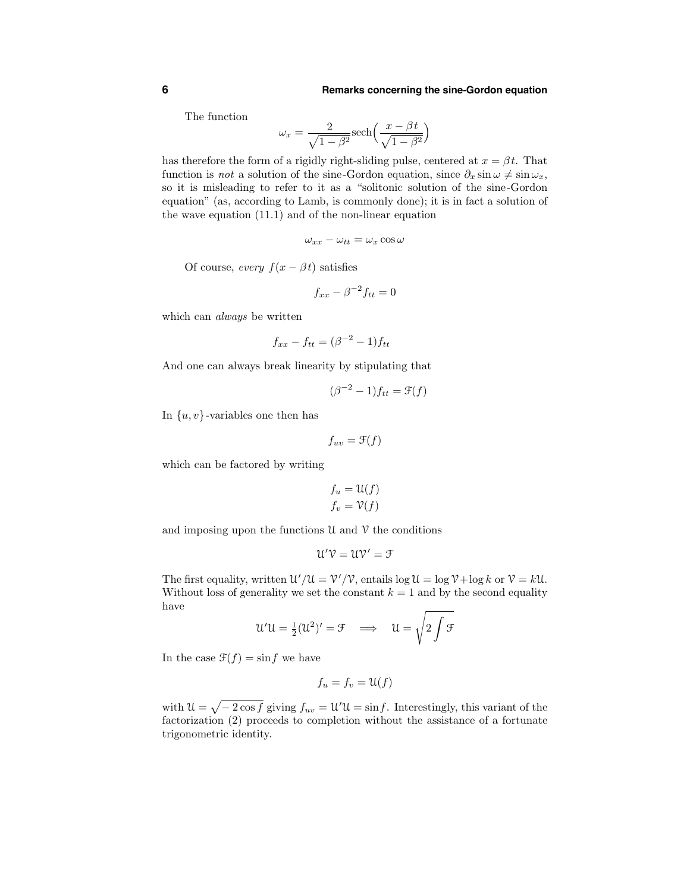The function

$$\omega_x = \frac{2}{\sqrt{1-\beta^2}}\text{sech}\Big(\frac{x-\beta t}{\sqrt{1-\beta^2}}\Big)$$

has therefore the form of a rigidly right-sliding pulse, centered at $x = \beta t$. That function is *not* a solution of the sine-Gordon equation, since $\partial_x \sin\omega \neq \sin\omega_x$, so it is misleading to refer to it as a "solitonic solution of the sine-Gordon equation" (as, according to Lamb, is commonly done); it is in fact a solution of the wave equation (11.1) and of the non-linear equation

$$\omega_{xx} - \omega_{tt} = \omega_x \cos\omega$$

Of course, *every* $f(x-\beta t)$ satisfies

$$f_{xx} - \beta^{-2} f_{tt} = 0$$

which can *always* be written

$$f_{xx} - f_{tt} = (\beta^{-2} - 1) f_{tt}$$

And one can always break linearity by stipulating that

$$(\beta^{-2} - 1) f_{tt} = \mathcal{F}(f)$$

In $\{u, v\}$-variables one then has

$$f_{uv} = \mathcal{F}(f)$$

which can be factored by writing

$$\begin{aligned} f_u &= \mathcal{U}(f) \\ f_v &= \mathcal{V}(f) \end{aligned}$$

and imposing upon the functions $\mathcal{U}$ and $\mathcal{V}$ the conditions

$$\mathcal{U}'\mathcal{V} = \mathcal{U}\mathcal{V}' = \mathcal{F}$$

The first equality, written $\mathcal{U}'/\mathcal{U} = \mathcal{V}'/\mathcal{V}$, entails $\log\mathcal{U} = \log\mathcal{V} + \log k$ or $\mathcal{V} = k\mathcal{U}$. Without loss of generality we set the constant $k = 1$ and by the second equality have

$$\mathcal{U}'\mathcal{U} = \tfrac{1}{2}(\mathcal{U}^2)' = \mathcal{F} \quad\Longrightarrow\quad \mathcal{U} = \sqrt{2\int \mathcal{F}}$$

In the case $\mathcal{F}(f) = \sin f$ we have

$$f_u = f_v = \mathcal{U}(f)$$

with $\mathcal{U} = \sqrt{-\,2\cos f}$ giving $f_{uv} = \mathcal{U}'\mathcal{U} = \sin f$. Interestingly, this variant of the factorization (2) proceeds to completion without the assistance of a fortunate trigonometric identity.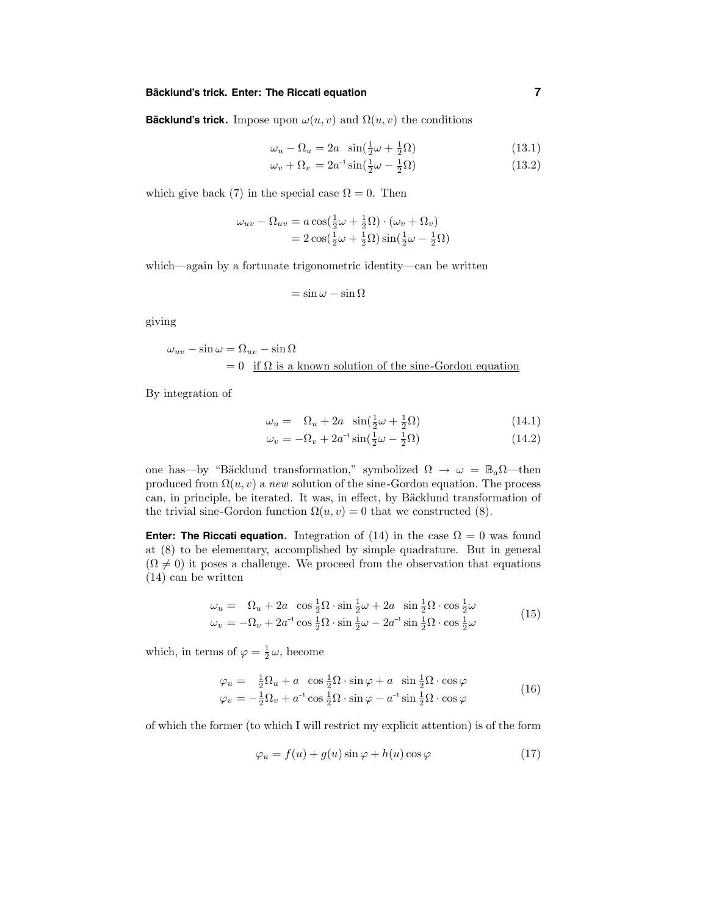**Bäcklund's trick.** Impose upon $\omega(u,v)$ and $\Omega(u,v)$ the conditions

$$\omega_u - \Omega_u = 2a \;\; \sin(\tfrac{1}{2}\omega + \tfrac{1}{2}\Omega) \tag{13.1}$$

$$\omega_v + \Omega_v = 2a^{-1} \sin(\tfrac{1}{2}\omega - \tfrac{1}{2}\Omega) \tag{13.2}$$

which give back (7) in the special case $\Omega = 0$. Then

$$\begin{aligned}
\omega_{uv} - \Omega_{uv} &= a \cos(\tfrac{1}{2}\omega + \tfrac{1}{2}\Omega) \cdot (\omega_v + \Omega_v) \\
&= 2 \cos(\tfrac{1}{2}\omega + \tfrac{1}{2}\Omega) \sin(\tfrac{1}{2}\omega - \tfrac{1}{2}\Omega)
\end{aligned}$$

which—again by a fortunate trigonometric identity—can be written

$$= \sin\omega - \sin\Omega$$

giving

$$\begin{aligned}
\omega_{uv} - \sin\omega &= \Omega_{uv} - \sin\Omega \\
&= 0 \quad \underline{\text{if } \Omega \text{ is a known solution of the sine-Gordon equation}}
\end{aligned}$$

By integration of

$$\omega_u = \;\; \Omega_u + 2a \;\; \sin(\tfrac{1}{2}\omega + \tfrac{1}{2}\Omega) \tag{14.1}$$

$$\omega_v = -\Omega_v + 2a^{-1} \sin(\tfrac{1}{2}\omega - \tfrac{1}{2}\Omega) \tag{14.2}$$

one has—by "Bäcklund transformation," symbolized $\Omega \rightarrow \omega = \mathbb{B}_a\Omega$—then produced from $\Omega(u,v)$ a *new* solution of the sine-Gordon equation. The process can, in principle, be iterated. It was, in effect, by Bäcklund transformation of the trivial sine-Gordon function $\Omega(u,v) = 0$ that we constructed (8).

**Enter: The Riccati equation.** Integration of (14) in the case $\Omega = 0$ was found at (8) to be elementary, accomplished by simple quadrature. But in general ($\Omega \neq 0$) it poses a challenge. We proceed from the observation that equations (14) can be written

$$\begin{aligned}
\omega_u &= \;\; \Omega_u + 2a \;\; \cos\tfrac{1}{2}\Omega \cdot \sin\tfrac{1}{2}\omega + 2a \;\; \sin\tfrac{1}{2}\Omega \cdot \cos\tfrac{1}{2}\omega \\
\omega_v &= -\Omega_v + 2a^{-1} \cos\tfrac{1}{2}\Omega \cdot \sin\tfrac{1}{2}\omega - 2a^{-1} \sin\tfrac{1}{2}\Omega \cdot \cos\tfrac{1}{2}\omega
\end{aligned} \tag{15}$$

which, in terms of $\varphi = \tfrac{1}{2}\omega$, become

$$\begin{aligned}
\varphi_u &= \;\; \tfrac{1}{2}\Omega_u + a \;\; \cos\tfrac{1}{2}\Omega \cdot \sin\varphi + a \;\; \sin\tfrac{1}{2}\Omega \cdot \cos\varphi \\
\varphi_v &= -\tfrac{1}{2}\Omega_v + a^{-1} \cos\tfrac{1}{2}\Omega \cdot \sin\varphi - a^{-1} \sin\tfrac{1}{2}\Omega \cdot \cos\varphi
\end{aligned} \tag{16}$$

of which the former (to which I will restrict my explicit attention) is of the form

$$\varphi_u = f(u) + g(u)\sin\varphi + h(u)\cos\varphi \tag{17}$$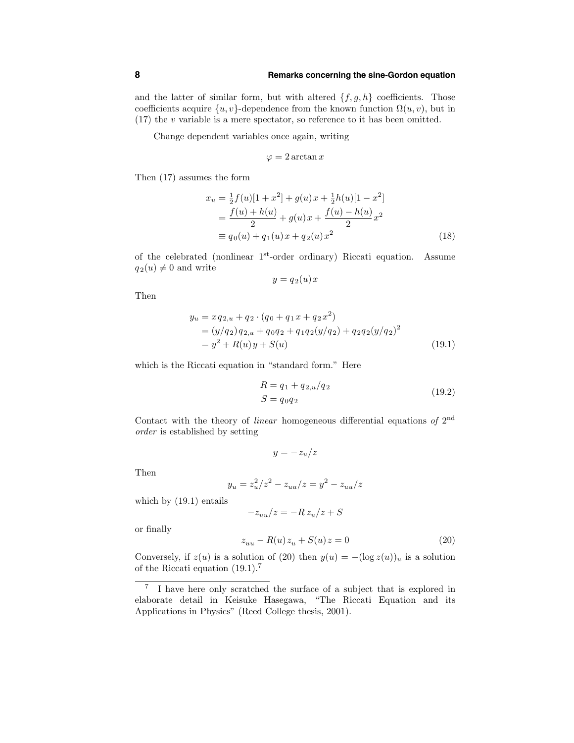and the latter of similar form, but with altered $\{f, g, h\}$ coefficients. Those coefficients acquire $\{u, v\}$-dependence from the known function $\Omega(u, v)$, but in (17) the $v$ variable is a mere spectator, so reference to it has been omitted.

Change dependent variables once again, writing

$$\varphi = 2 \arctan x$$

Then (17) assumes the form

$$
\begin{aligned}
x_u &= \tfrac{1}{2} f(u)[1 + x^2] + g(u)\,x + \tfrac{1}{2} h(u)[1 - x^2] \\
&= \frac{f(u) + h(u)}{2} + g(u)\,x + \frac{f(u) - h(u)}{2}\,x^2 \\
&\equiv q_0(u) + q_1(u)\,x + q_2(u)\,x^2
\end{aligned}
\tag{18}
$$

of the celebrated (nonlinear 1[st]-order ordinary) Riccati equation. Assume $q_2(u) \neq 0$ and write

$$y = q_2(u)\,x$$

Then

$$
\begin{aligned}
y_u &= x\,q_{2,u} + q_2 \cdot (q_0 + q_1 x + q_2 x^2) \\
&= (y/q_2)\,q_{2,u} + q_0 q_2 + q_1 q_2 (y/q_2) + q_2 q_2 (y/q_2)^2 \\
&= y^2 + R(u)\,y + S(u)
\end{aligned}
\tag{19.1}
$$

which is the Riccati equation in "standard form." Here

$$
\begin{aligned}
R &= q_1 + q_{2,u}/q_2 \\
S &= q_0 q_2
\end{aligned}
\tag{19.2}
$$

Contact with the theory of *linear* homogeneous differential equations *of* 2[nd] *order* is established by setting

$$y = -z_u/z$$

Then

$$y_u = z_u^2/z^2 - z_{uu}/z = y^2 - z_{uu}/z$$

which by (19.1) entails

$$-z_{uu}/z = -R\,z_u/z + S$$

or finally

$$z_{uu} - R(u)\,z_u + S(u)\,z = 0 \tag{20}$$

Conversely, if $z(u)$ is a solution of (20) then $y(u) = -(\log z(u))_u$ is a solution of the Riccati equation (19.1).[7]

---

[7] I have here only scratched the surface of a subject that is explored in elaborate detail in Keisuke Hasegawa, "The Riccati Equation and its Applications in Physics" (Reed College thesis, 2001).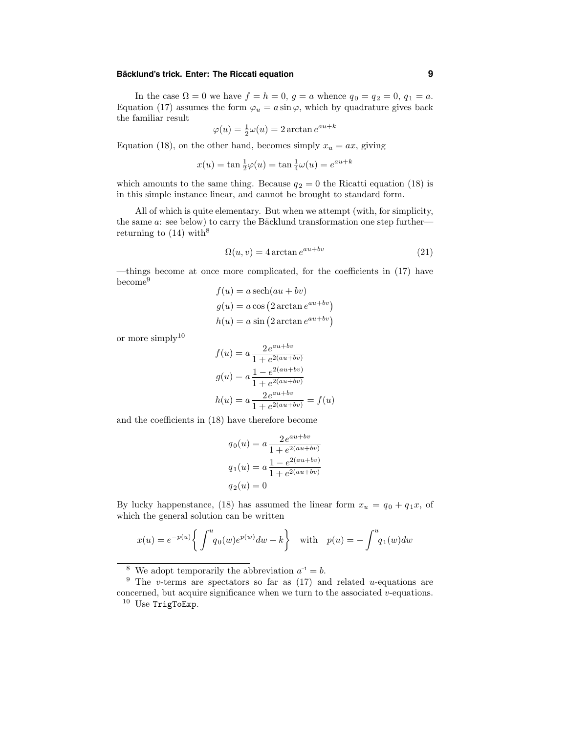In the case $\Omega = 0$ we have $f = h = 0$, $g = a$ whence $q_0 = q_2 = 0$, $q_1 = a$. Equation (17) assumes the form $\varphi_u = a \sin \varphi$, which by quadrature gives back the familiar result

$$\varphi(u) = \tfrac{1}{2}\omega(u) = 2 \arctan e^{au+k}$$

Equation (18), on the other hand, becomes simply $x_u = ax$, giving

$$x(u) = \tan \tfrac{1}{2}\varphi(u) = \tan \tfrac{1}{4}\omega(u) = e^{au+k}$$

which amounts to the same thing. Because $q_2 = 0$ the Ricatti equation (18) is in this simple instance linear, and cannot be brought to standard form.

All of which is quite elementary. But when we attempt (with, for simplicity, the same $a$: see below) to carry the Bäcklund transformation one step further—returning to (14) with[8]

$$\Omega(u, v) = 4 \arctan e^{au+bv} \tag{21}$$

—things become at once more complicated, for the coefficients in (17) have become[9]

$$\begin{aligned}
f(u) &= a \,\mathrm{sech}(au + bv) \\
g(u) &= a \cos\bigl(2 \arctan e^{au+bv}\bigr) \\
h(u) &= a \sin\bigl(2 \arctan e^{au+bv}\bigr)
\end{aligned}$$

or more simply[10]

$$\begin{aligned}
f(u) &= a \frac{2\, e^{au+bv}}{1 + e^{2(au+bv)}} \\
g(u) &= a \frac{1 - e^{2(au+bv)}}{1 + e^{2(au+bv)}} \\
h(u) &= a \frac{2\, e^{au+bv}}{1 + e^{2(au+bv)}} = f(u)
\end{aligned}$$

and the coefficients in (18) have therefore become

$$\begin{aligned}
q_0(u) &= a \frac{2\, e^{au+bv}}{1 + e^{2(au+bv)}} \\
q_1(u) &= a \frac{1 - e^{2(au+bv)}}{1 + e^{2(au+bv)}} \\
q_2(u) &= 0
\end{aligned}$$

By lucky happenstance, (18) has assumed the linear form $x_u = q_0 + q_1 x$, of which the general solution can be written

$$x(u) = e^{-p(u)} \left\{ \int^u q_0(w) e^{p(w)} dw + k \right\} \quad \text{with} \quad p(u) = -\int^u q_1(w) dw$$

---

[8] We adopt temporarily the abbreviation $a^{-1} = b$.

[9] The $v$-terms are spectators so far as (17) and related $u$-equations are concerned, but acquire significance when we turn to the associated $v$-equations.

[10] Use `TrigToExp`.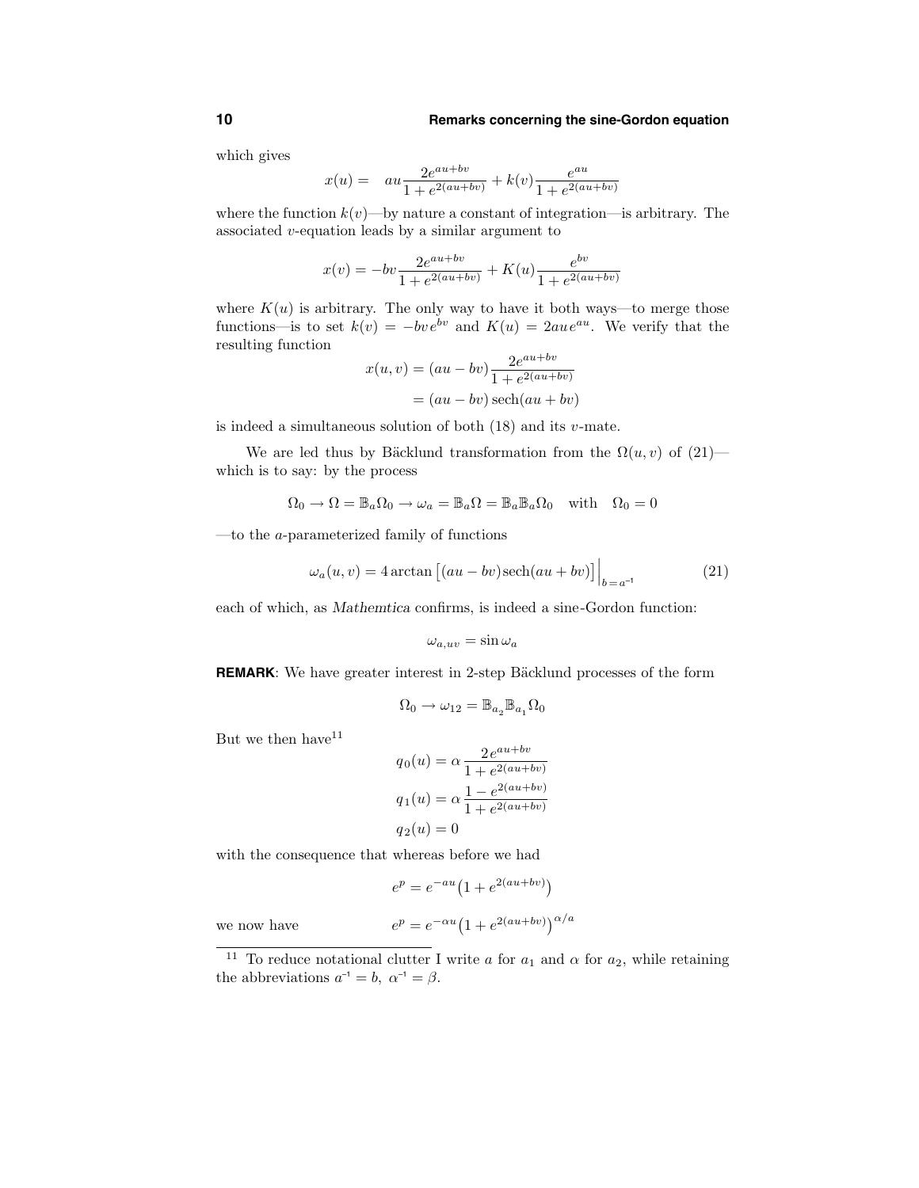which gives

$$x(u) = \quad au\frac{2e^{au+bv}}{1+e^{2(au+bv)}} + k(v)\frac{e^{au}}{1+e^{2(au+bv)}}$$

where the function $k(v)$—by nature a constant of integration—is arbitrary. The associated $v$-equation leads by a similar argument to

$$x(v) = -bv\frac{2e^{au+bv}}{1+e^{2(au+bv)}} + K(u)\frac{e^{bv}}{1+e^{2(au+bv)}}$$

where $K(u)$ is arbitrary. The only way to have it both ways—to merge those functions—is to set $k(v) = -bv\,e^{bv}$ and $K(u) = 2au\,e^{au}$. We verify that the resulting function

$$\begin{aligned} x(u,v) &= (au - bv)\frac{2e^{au+bv}}{1+e^{2(au+bv)}} \\ &= (au - bv)\,\mathrm{sech}(au + bv) \end{aligned}$$

is indeed a simultaneous solution of both (18) and its $v$-mate.

We are led thus by Bäcklund transformation from the $\Omega(u,v)$ of (21)—which is to say: by the process

$$\Omega_0 \to \Omega = \mathbb{B}_a\Omega_0 \to \omega_a = \mathbb{B}_a\Omega = \mathbb{B}_a\mathbb{B}_a\Omega_0 \quad \text{with} \quad \Omega_0 = 0$$

—to the $a$-parameterized family of functions

$$\omega_a(u,v) = 4\arctan\big[(au - bv)\mathrm{sech}(au + bv)\big]\Big|_{b=a^{-1}} \tag{21}$$

each of which, as *Mathemtica* confirms, is indeed a sine-Gordon function:

$$\omega_{a,uv} = \sin\omega_a$$

**REMARK**: We have greater interest in 2-step Bäcklund processes of the form

$$\Omega_0 \to \omega_{12} = \mathbb{B}_{a_2}\mathbb{B}_{a_1}\Omega_0$$

But we then have[11]

$$\begin{aligned} q_0(u) &= \alpha\,\frac{2e^{au+bv}}{1+e^{2(au+bv)}} \\ q_1(u) &= \alpha\,\frac{1-e^{2(au+bv)}}{1+e^{2(au+bv)}} \\ q_2(u) &= 0 \end{aligned}$$

with the consequence that whereas before we had

$$e^p = e^{-au}\big(1 + e^{2(au+bv)}\big)$$

we now have

$$e^p = e^{-\alpha u}\big(1 + e^{2(au+bv)}\big)^{\alpha/a}$$

---

[11] To reduce notational clutter I write $a$ for $a_1$ and $\alpha$ for $a_2$, while retaining the abbreviations $a^{-1} = b,\ \alpha^{-1} = \beta$.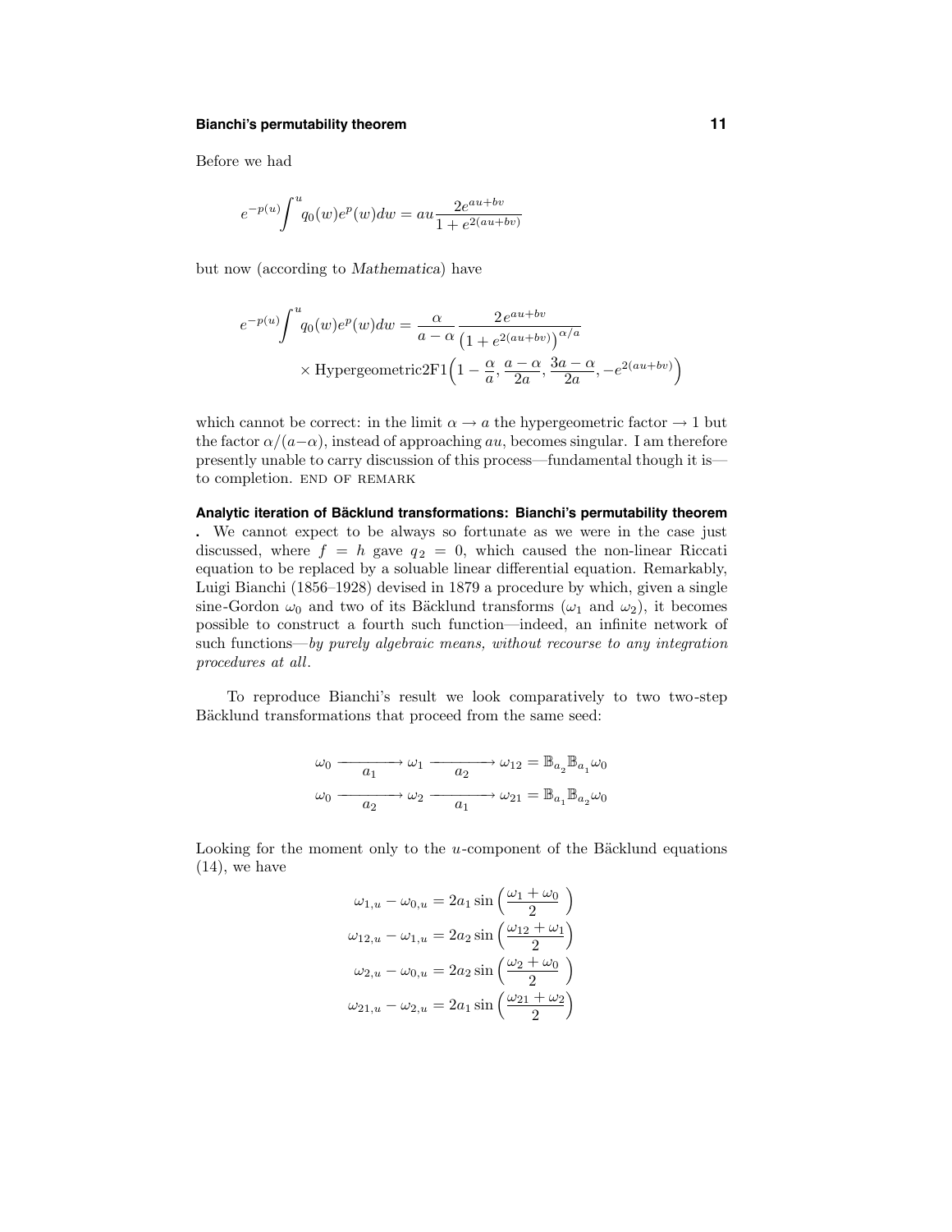Before we had

$$e^{-p(u)}\int^u q_0(w)e^p(w)dw = au\frac{2e^{au+bv}}{1+e^{2(au+bv)}}$$

but now (according to *Mathematica*) have

$$e^{-p(u)}\int^u q_0(w)e^p(w)dw = \frac{\alpha}{a-\alpha}\frac{2\,e^{au+bv}}{\big(1+e^{2(au+bv)}\big)^{\alpha/a}}$$
$$\times\,\text{Hypergeometric2F1}\Big(1-\frac{\alpha}{a},\frac{a-\alpha}{2a},\frac{3a-\alpha}{2a},-e^{2(au+bv)}\Big)$$

which cannot be correct: in the limit $\alpha \to a$ the hypergeometric factor $\to 1$ but the factor $\alpha/(a-\alpha)$, instead of approaching $au$, becomes singular. I am therefore presently unable to carry discussion of this process—fundamental though it is—to completion. END OF REMARK

**Analytic iteration of Bäcklund transformations: Bianchi's permutability theorem .** We cannot expect to be always so fortunate as we were in the case just discussed, where $f = h$ gave $q_2 = 0$, which caused the non-linear Riccati equation to be replaced by a soluable linear differential equation. Remarkably, Luigi Bianchi (1856–1928) devised in 1879 a procedure by which, given a single sine-Gordon $\omega_0$ and two of its Bäcklund transforms ($\omega_1$ and $\omega_2$), it becomes possible to construct a fourth such function—indeed, an infinite network of such functions—*by purely algebraic means, without recourse to any integration procedures at all.*

To reproduce Bianchi's result we look comparatively to two two-step Bäcklund transformations that proceed from the same seed:

$$\omega_0 \xrightarrow[a_1]{\qquad} \omega_1 \xrightarrow[a_2]{\qquad} \omega_{12} = \mathbb{B}_{a_2}\mathbb{B}_{a_1}\omega_0$$
$$\omega_0 \xrightarrow[a_2]{\qquad} \omega_2 \xrightarrow[a_1]{\qquad} \omega_{21} = \mathbb{B}_{a_1}\mathbb{B}_{a_2}\omega_0$$

Looking for the moment only to the $u$-component of the Bäcklund equations (14), we have

$$\begin{aligned}
\omega_{1,u} - \omega_{0,u} &= 2a_1 \sin\Big(\frac{\omega_1+\omega_0}{2}\Big)\\
\omega_{12,u} - \omega_{1,u} &= 2a_2 \sin\Big(\frac{\omega_{12}+\omega_1}{2}\Big)\\
\omega_{2,u} - \omega_{0,u} &= 2a_2 \sin\Big(\frac{\omega_2+\omega_0}{2}\Big)\\
\omega_{21,u} - \omega_{2,u} &= 2a_1 \sin\Big(\frac{\omega_{21}+\omega_2}{2}\Big)
\end{aligned}$$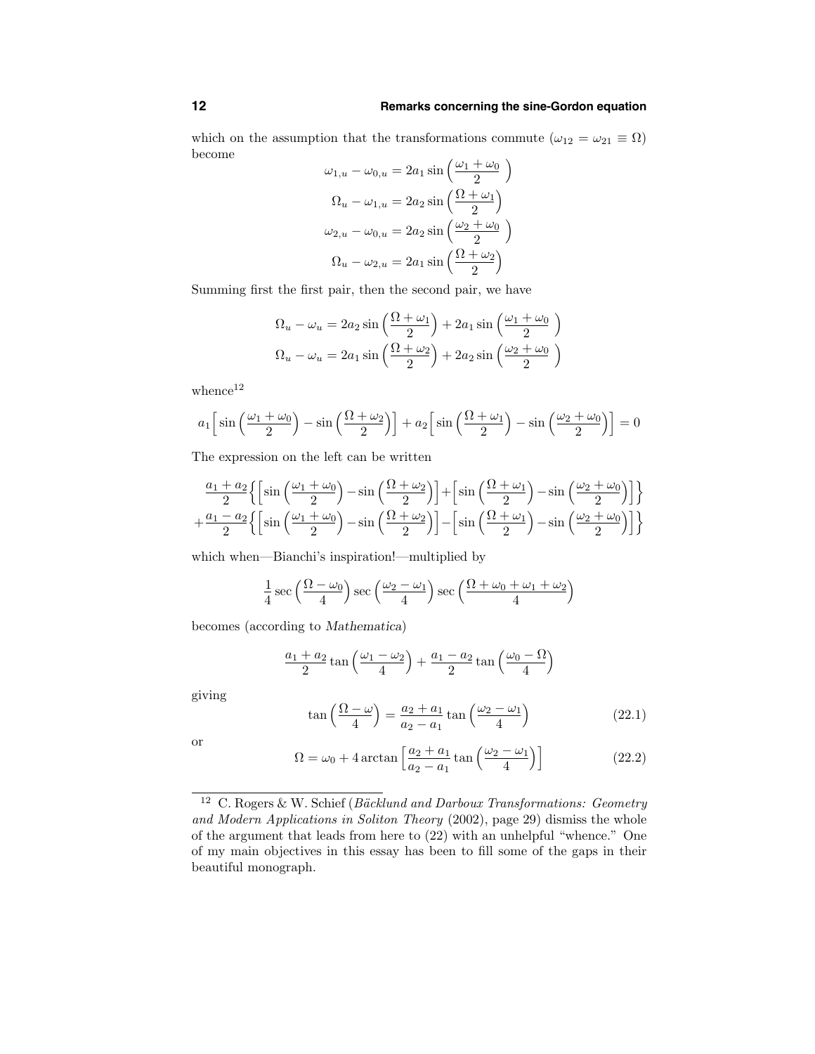which on the assumption that the transformations commute ($\omega_{12} = \omega_{21} \equiv \Omega$) become

$$
\begin{aligned}
\omega_{1,u} - \omega_{0,u} &= 2a_1 \sin\Big(\frac{\omega_1 + \omega_0}{2}\Big) \\
\Omega_u - \omega_{1,u} &= 2a_2 \sin\Big(\frac{\Omega + \omega_1}{2}\Big) \\
\omega_{2,u} - \omega_{0,u} &= 2a_2 \sin\Big(\frac{\omega_2 + \omega_0}{2}\Big) \\
\Omega_u - \omega_{2,u} &= 2a_1 \sin\Big(\frac{\Omega + \omega_2}{2}\Big)
\end{aligned}
$$

Summing first the first pair, then the second pair, we have

$$
\begin{aligned}
\Omega_u - \omega_u &= 2a_2 \sin\Big(\frac{\Omega + \omega_1}{2}\Big) + 2a_1 \sin\Big(\frac{\omega_1 + \omega_0}{2}\Big) \\
\Omega_u - \omega_u &= 2a_1 \sin\Big(\frac{\Omega + \omega_2}{2}\Big) + 2a_2 \sin\Big(\frac{\omega_2 + \omega_0}{2}\Big)
\end{aligned}
$$

whence[12]

$$
a_1\Big[\sin\Big(\frac{\omega_1 + \omega_0}{2}\Big) - \sin\Big(\frac{\Omega + \omega_2}{2}\Big)\Big] + a_2\Big[\sin\Big(\frac{\Omega + \omega_1}{2}\Big) - \sin\Big(\frac{\omega_2 + \omega_0}{2}\Big)\Big] = 0
$$

The expression on the left can be written

$$
\begin{aligned}
&\frac{a_1 + a_2}{2}\Big\{\Big[\sin\Big(\frac{\omega_1 + \omega_0}{2}\Big) - \sin\Big(\frac{\Omega + \omega_2}{2}\Big)\Big] + \Big[\sin\Big(\frac{\Omega + \omega_1}{2}\Big) - \sin\Big(\frac{\omega_2 + \omega_0}{2}\Big)\Big]\Big\} \\
+&\frac{a_1 - a_2}{2}\Big\{\Big[\sin\Big(\frac{\omega_1 + \omega_0}{2}\Big) - \sin\Big(\frac{\Omega + \omega_2}{2}\Big)\Big] - \Big[\sin\Big(\frac{\Omega + \omega_1}{2}\Big) - \sin\Big(\frac{\omega_2 + \omega_0}{2}\Big)\Big]\Big\}
\end{aligned}
$$

which when—Bianchi's inspiration!—multiplied by

$$
\frac{1}{4}\sec\Big(\frac{\Omega - \omega_0}{4}\Big)\sec\Big(\frac{\omega_2 - \omega_1}{4}\Big)\sec\Big(\frac{\Omega + \omega_0 + \omega_1 + \omega_2}{4}\Big)
$$

becomes (according to *Mathematica*)

$$
\frac{a_1 + a_2}{2}\tan\Big(\frac{\omega_1 - \omega_2}{4}\Big) + \frac{a_1 - a_2}{2}\tan\Big(\frac{\omega_0 - \Omega}{4}\Big)
$$

giving

$$
\tan\Big(\frac{\Omega - \omega}{4}\Big) = \frac{a_2 + a_1}{a_2 - a_1}\tan\Big(\frac{\omega_2 - \omega_1}{4}\Big) \tag{22.1}
$$

or

$$
\Omega = \omega_0 + 4\arctan\Big[\frac{a_2 + a_1}{a_2 - a_1}\tan\Big(\frac{\omega_2 - \omega_1}{4}\Big)\Big] \tag{22.2}
$$

---

[12] C. Rogers & W. Schief (*Bäcklund and Darboux Transformations: Geometry and Modern Applications in Soliton Theory* (2002), page 29) dismiss the whole of the argument that leads from here to (22) with an unhelpful "whence." One of my main objectives in this essay has been to fill some of the gaps in their beautiful monograph.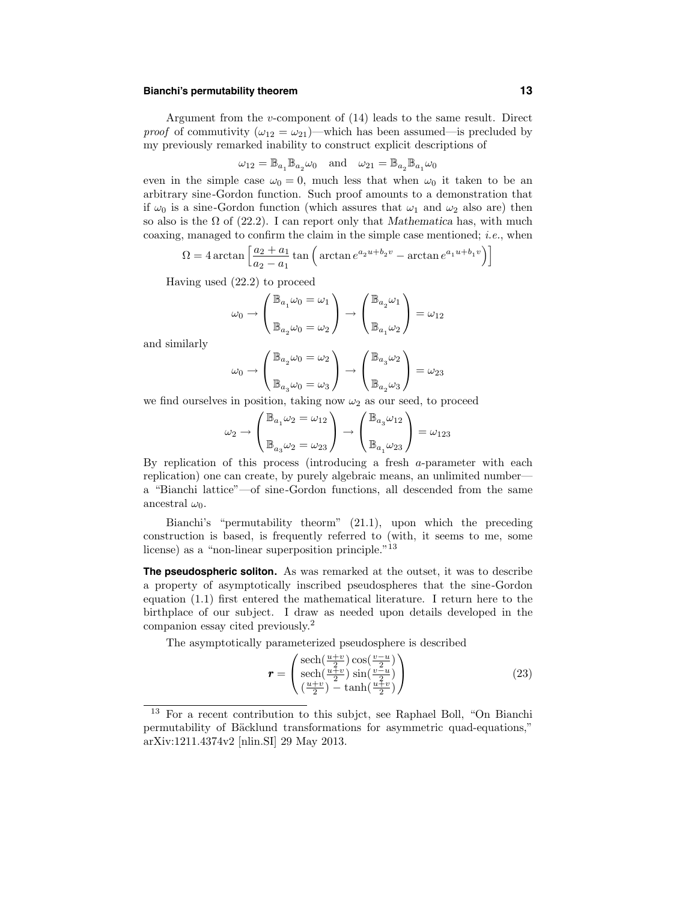Argument from the $v$-component of (14) leads to the same result. Direct *proof* of commutivity ($\omega_{12} = \omega_{21}$)—which has been assumed—is precluded by my previously remarked inability to construct explicit descriptions of

$$\omega_{12} = \mathbb{B}_{a_1}\mathbb{B}_{a_2}\omega_0 \quad \text{and} \quad \omega_{21} = \mathbb{B}_{a_2}\mathbb{B}_{a_1}\omega_0$$

even in the simple case $\omega_0 = 0$, much less that when $\omega_0$ it taken to be an arbitrary sine-Gordon function. Such proof amounts to a demonstration that if $\omega_0$ is a sine-Gordon function (which assures that $\omega_1$ and $\omega_2$ also are) then so also is the $\Omega$ of (22.2). I can report only that *Mathematica* has, with much coaxing, managed to confirm the claim in the simple case mentioned; *i.e.*, when

$$\Omega = 4\arctan\Big[\frac{a_2+a_1}{a_2-a_1}\tan\Big(\arctan e^{a_2 u + b_2 v} - \arctan e^{a_1 u + b_1 v}\Big)\Big]$$

Having used (22.2) to proceed

$$\omega_0 \rightarrow \begin{pmatrix} \mathbb{B}_{a_1}\omega_0 = \omega_1 \\ \\ \mathbb{B}_{a_2}\omega_0 = \omega_2 \end{pmatrix} \rightarrow \begin{pmatrix} \mathbb{B}_{a_2}\omega_1 \\ \\ \mathbb{B}_{a_1}\omega_2 \end{pmatrix} = \omega_{12}$$

and similarly

$$\omega_0 \rightarrow \begin{pmatrix} \mathbb{B}_{a_2}\omega_0 = \omega_2 \\ \\ \mathbb{B}_{a_3}\omega_0 = \omega_3 \end{pmatrix} \rightarrow \begin{pmatrix} \mathbb{B}_{a_3}\omega_2 \\ \\ \mathbb{B}_{a_2}\omega_3 \end{pmatrix} = \omega_{23}$$

we find ourselves in position, taking now $\omega_2$ as our seed, to proceed

$$\omega_2 \rightarrow \begin{pmatrix} \mathbb{B}_{a_1}\omega_2 = \omega_{12} \\ \\ \mathbb{B}_{a_3}\omega_2 = \omega_{23} \end{pmatrix} \rightarrow \begin{pmatrix} \mathbb{B}_{a_3}\omega_{12} \\ \\ \mathbb{B}_{a_1}\omega_{23} \end{pmatrix} = \omega_{123}$$

By replication of this process (introducing a fresh $a$-parameter with each replication) one can create, by purely algebraic means, an unlimited number—a "Bianchi lattice"—of sine-Gordon functions, all descended from the same ancestral $\omega_0$.

Bianchi's "permutability theorm" (21.1), upon which the preceding construction is based, is frequently referred to (with, it seems to me, some license) as a "non-linear superposition principle."[13]

**The pseudospheric soliton.** As was remarked at the outset, it was to describe a property of asymptotically inscribed pseudospheres that the sine-Gordon equation (1.1) first entered the mathematical literature. I return here to the birthplace of our subject. I draw as needed upon details developed in the companion essay cited previously.[2]

The asymptotically parameterized pseudosphere is described

$$\boldsymbol{r} = \begin{pmatrix} \operatorname{sech}(\frac{u+v}{2})\cos(\frac{v-u}{2}) \\ \operatorname{sech}(\frac{u+v}{2})\sin(\frac{v-u}{2}) \\ (\frac{u+v}{2}) - \tanh(\frac{u+v}{2}) \end{pmatrix} \tag{23}$$

[13] For a recent contribution to this subjct, see Raphael Boll, "On Bianchi permutability of Bäcklund transformations for asymmetric quad-equations," arXiv:1211.4374v2 [nlin.SI] 29 May 2013.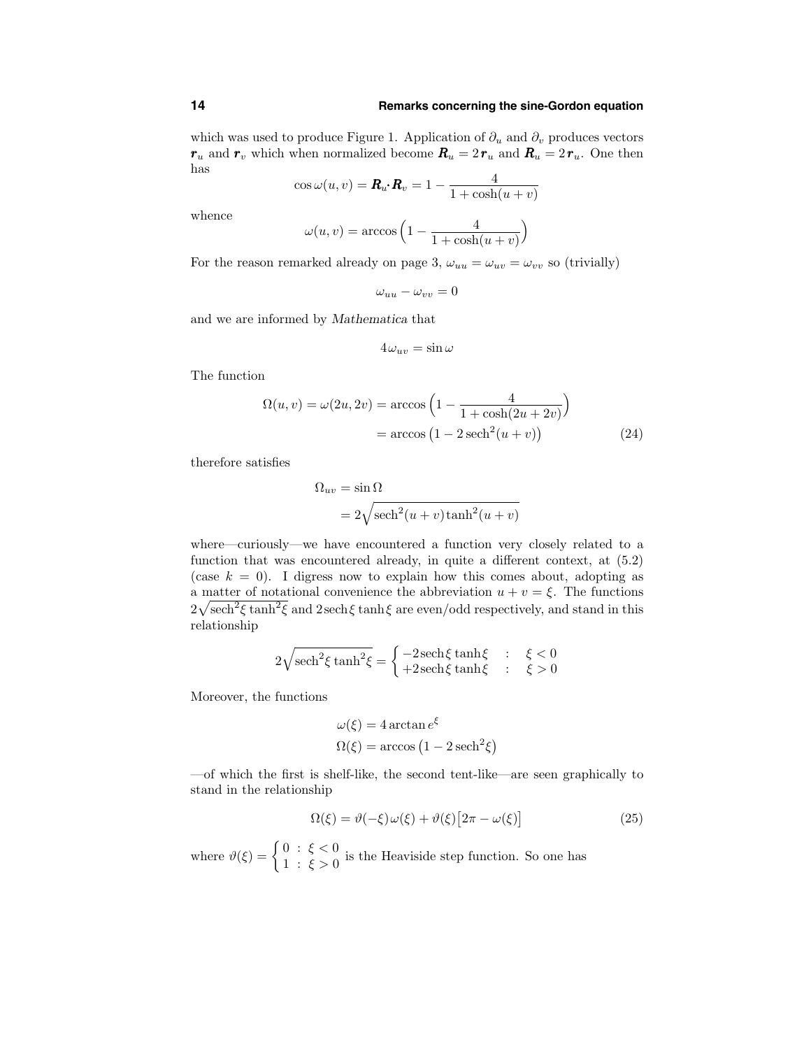which was used to produce Figure 1. Application of $\partial_u$ and $\partial_v$ produces vectors $\boldsymbol{r}_u$ and $\boldsymbol{r}_v$ which when normalized become $\boldsymbol{R}_u = 2\,\boldsymbol{r}_u$ and $\boldsymbol{R}_u = 2\,\boldsymbol{r}_u$. One then has

$$\cos\omega(u,v) = \boldsymbol{R}_u\cdot\boldsymbol{R}_v = 1 - \frac{4}{1+\cosh(u+v)}$$

whence

$$\omega(u,v) = \arccos\Big(1 - \frac{4}{1+\cosh(u+v)}\Big)$$

For the reason remarked already on page 3, $\omega_{uu} = \omega_{uv} = \omega_{vv}$ so (trivially)

$$\omega_{uu} - \omega_{vv} = 0$$

and we are informed by *Mathematica* that

$$4\,\omega_{uv} = \sin\omega$$

The function

$$\begin{aligned}\Omega(u,v) = \omega(2u,2v) &= \arccos\Big(1 - \frac{4}{1+\cosh(2u+2v)}\Big)\\ &= \arccos\big(1 - 2\,\text{sech}^2(u+v)\big)\end{aligned} \tag{24}$$

therefore satisfies

$$\begin{aligned}\Omega_{uv} &= \sin\Omega\\ &= 2\sqrt{\text{sech}^2(u+v)\tanh^2(u+v)}\end{aligned}$$

where—curiously—we have encountered a function very closely related to a function that was encountered already, in quite a different context, at (5.2) (case $k=0$). I digress now to explain how this comes about, adopting as a matter of notational convenience the abbreviation $u+v=\xi$. The functions $2\sqrt{\text{sech}^2\xi\tanh^2\xi}$ and $2\,\text{sech}\,\xi\tanh\xi$ are even/odd respectively, and stand in this relationship

$$2\sqrt{\text{sech}^2\xi\tanh^2\xi} = \begin{cases} -2\,\text{sech}\,\xi\tanh\xi & : \quad \xi<0\\ +2\,\text{sech}\,\xi\tanh\xi & : \quad \xi>0\end{cases}$$

Moreover, the functions

$$\begin{aligned}\omega(\xi) &= 4\arctan e^{\xi}\\ \Omega(\xi) &= \arccos\big(1 - 2\,\text{sech}^2\xi\big)\end{aligned}$$

—of which the first is shelf-like, the second tent-like—are seen graphically to stand in the relationship

$$\Omega(\xi) = \vartheta(-\xi)\,\omega(\xi) + \vartheta(\xi)\big[2\pi - \omega(\xi)\big] \tag{25}$$

where $\vartheta(\xi) = \begin{cases} 0 & : \ \xi<0\\ 1 & : \ \xi>0\end{cases}$ is the Heaviside step function. So one has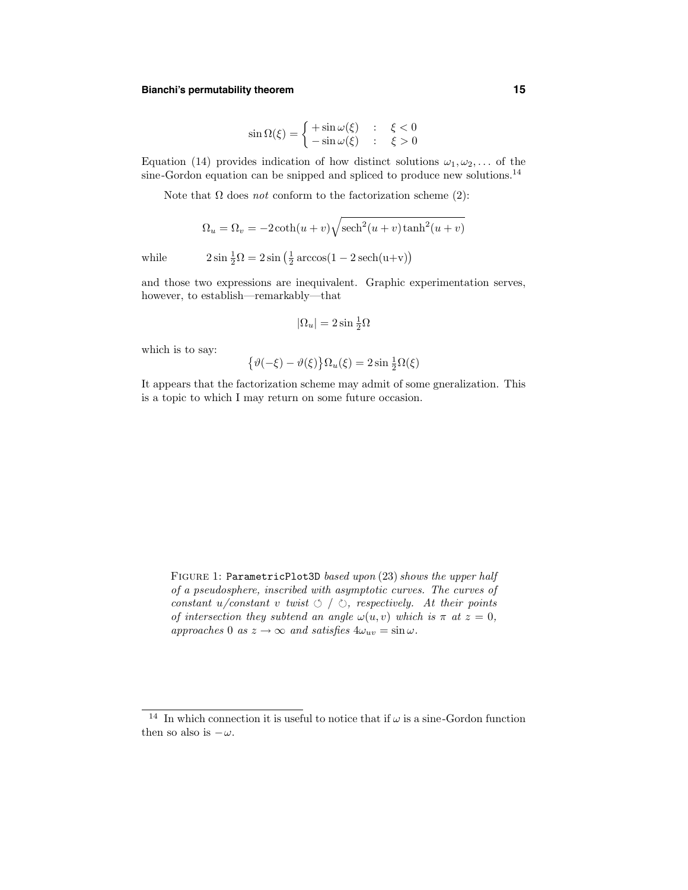$$\sin\Omega(\xi) = \begin{cases} +\sin\omega(\xi) & : \quad \xi < 0 \\ -\sin\omega(\xi) & : \quad \xi > 0 \end{cases}$$

Equation (14) provides indication of how distinct solutions $\omega_1, \omega_2, \ldots$ of the sine-Gordon equation can be snipped and spliced to produce new solutions.[14]

Note that $\Omega$ does *not* conform to the factorization scheme (2):

$$\Omega_u = \Omega_v = -2\coth(u+v)\sqrt{\operatorname{sech}^2(u+v)\tanh^2(u+v)}$$

while $\qquad 2\sin\tfrac{1}{2}\Omega = 2\sin\left(\tfrac{1}{2}\arccos(1-2\,\mathrm{sech(u+v)}\right)$

and those two expressions are inequivalent. Graphic experimentation serves, however, to establish—remarkably—that

$$|\Omega_u| = 2\sin\tfrac{1}{2}\Omega$$

which is to say:

$$\big\{\vartheta(-\xi) - \vartheta(\xi)\big\}\Omega_u(\xi) = 2\sin\tfrac{1}{2}\Omega(\xi)$$

It appears that the factorization scheme may admit of some gneralization. This is a topic to which I may return on some future occasion.

FIGURE 1: `ParametricPlot3D` *based upon* (23) *shows the upper half of a pseudosphere, inscribed with asymptotic curves. The curves of constant u/constant v twist* ↺ / ↻*, respectively. At their points of intersection they subtend an angle* $\omega(u,v)$ *which is* $\pi$ *at* $z = 0$*, approaches* 0 *as* $z \to \infty$ *and satisfies* $4\omega_{uv} = \sin\omega$.

[14] In which connection it is useful to notice that if $\omega$ is a sine-Gordon function then so also is $-\omega$.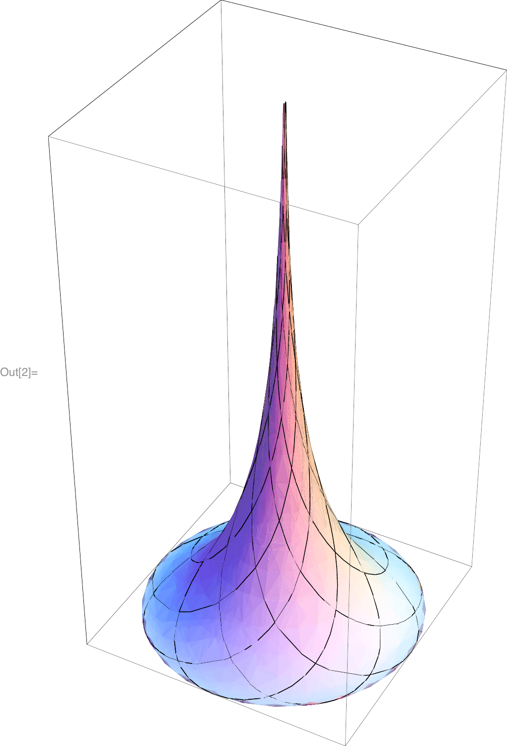Out[2]=